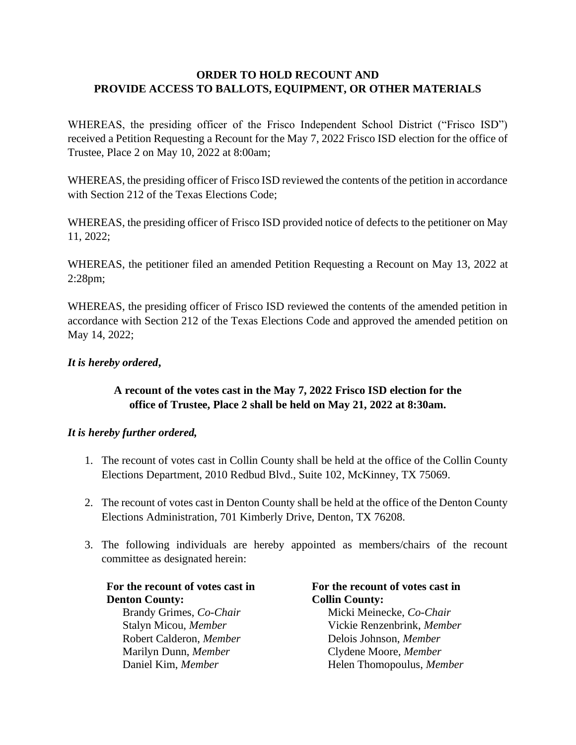# ORDER TO HOLD RECOUNT AND PROVIDE ACCESS TO BALLOTS, EQUIPMENT, OR OTHER MATERIALS

WHEREAS, the presiding officer of the Frisco Independent School District ("Frisco ISD") received a Petition Requesting a Recount for the May 7, 2022 Frisco ISD election for the office of Trustee, Place 2 on May 10, 2022 at 8:00am;

WHEREAS, the presiding officer of Frisco ISD reviewed the contents of the petition in accordance with Section 212 of the Texas Elections Code;

WHEREAS, the presiding officer of Frisco ISD provided notice of defects to the petitioner on May 11, 2022;

WHEREAS, the petitioner filed an amended Petition Requesting a Recount on May 13, 2022 at 2:28pm;

WHEREAS, the presiding officer of Frisco ISD reviewed the contents of the amended petition in accordance with Section 212 of the Texas Elections Code and approved the amended petition on May 14, 2022;

***It is hereby ordered*,**

**A recount of the votes cast in the May 7, 2022 Frisco ISD election for the office of Trustee, Place 2 shall be held on May 21, 2022 at 8:30am.**

***It is hereby further ordered,***

1. The recount of votes cast in Collin County shall be held at the office of the Collin County Elections Department, 2010 Redbud Blvd., Suite 102, McKinney, TX 75069.

2. The recount of votes cast in Denton County shall be held at the office of the Denton County Elections Administration, 701 Kimberly Drive, Denton, TX 76208.

3. The following individuals are hereby appointed as members/chairs of the recount committee as designated herein:

**For the recount of votes cast in Denton County:**

Brandy Grimes, *Co-Chair*
Stalyn Micou, *Member*
Robert Calderon, *Member*
Marilyn Dunn, *Member*
Daniel Kim, *Member*

**For the recount of votes cast in Collin County:**

Micki Meinecke, *Co-Chair*
Vickie Renzenbrink, *Member*
Delois Johnson, *Member*
Clydene Moore, *Member*
Helen Thomopoulus, *Member*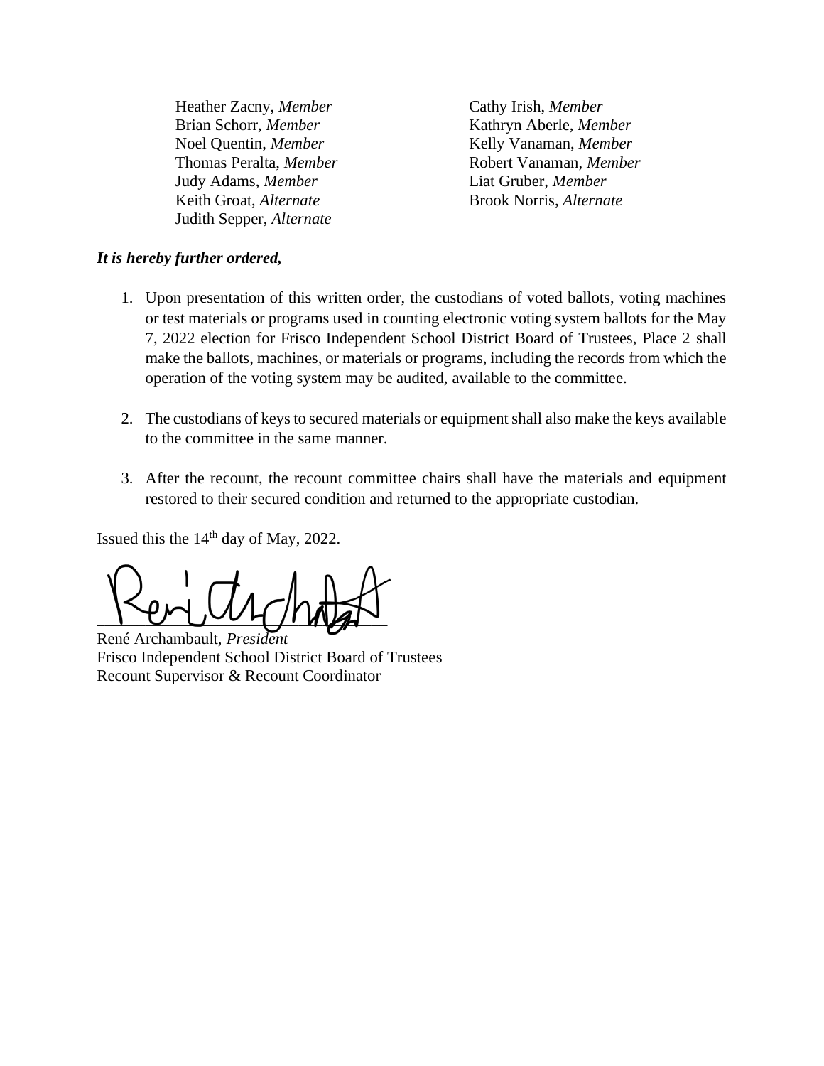Heather Zacny, *Member*
Brian Schorr, *Member*
Noel Quentin, *Member*
Thomas Peralta, *Member*
Judy Adams, *Member*
Keith Groat, *Alternate*
Judith Sepper, *Alternate*

Cathy Irish, *Member*
Kathryn Aberle, *Member*
Kelly Vanaman, *Member*
Robert Vanaman, *Member*
Liat Gruber, *Member*
Brook Norris, *Alternate*

***It is hereby further ordered,***

1. Upon presentation of this written order, the custodians of voted ballots, voting machines or test materials or programs used in counting electronic voting system ballots for the May 7, 2022 election for Frisco Independent School District Board of Trustees, Place 2 shall make the ballots, machines, or materials or programs, including the records from which the operation of the voting system may be audited, available to the committee.

2. The custodians of keys to secured materials or equipment shall also make the keys available to the committee in the same manner.

3. After the recount, the recount committee chairs shall have the materials and equipment restored to their secured condition and returned to the appropriate custodian.

Issued this the 14th day of May, 2022.

René Archambault, *President*
Frisco Independent School District Board of Trustees
Recount Supervisor & Recount Coordinator